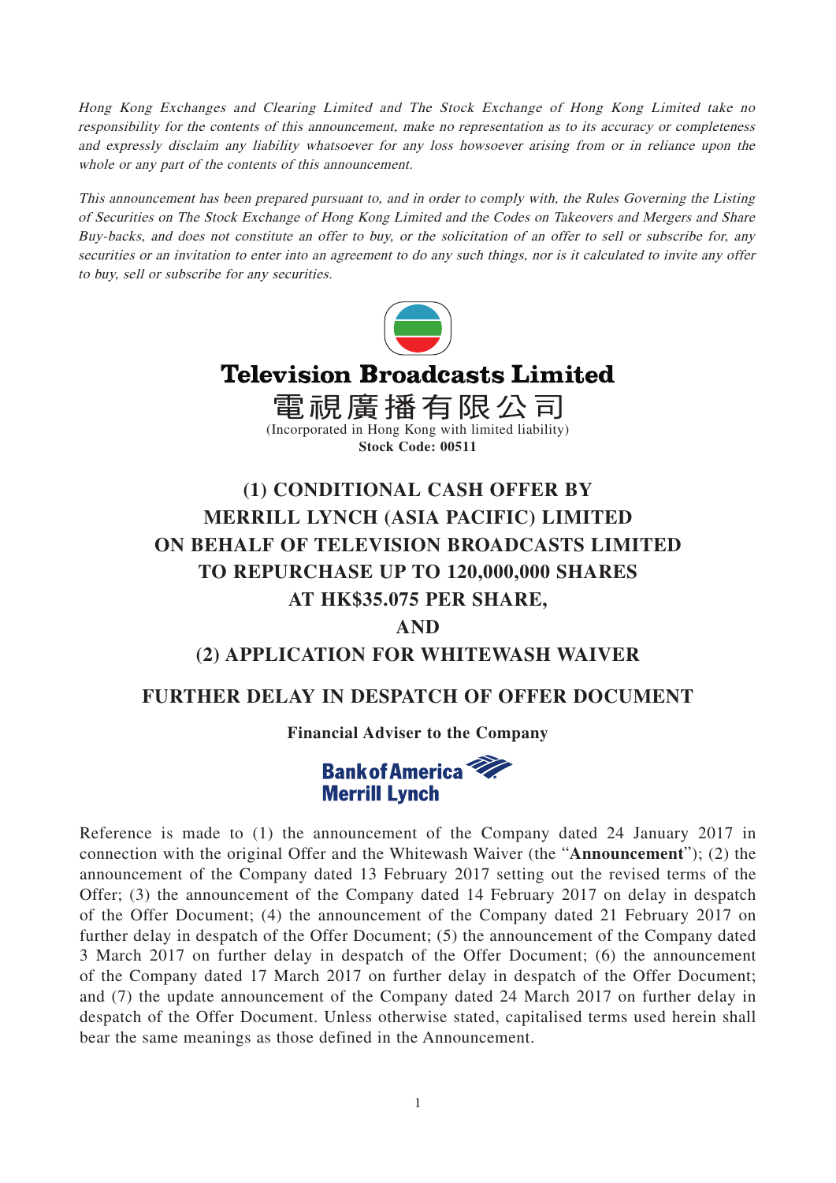*Hong Kong Exchanges and Clearing Limited and The Stock Exchange of Hong Kong Limited take no responsibility for the contents of this announcement, make no representation as to its accuracy or completeness and expressly disclaim any liability whatsoever for any loss howsoever arising from or in reliance upon the whole or any part of the contents of this announcement.*

*This announcement has been prepared pursuant to, and in order to comply with, the Rules Governing the Listing of Securities on The Stock Exchange of Hong Kong Limited and the Codes on Takeovers and Mergers and Share Buy-backs, and does not constitute an offer to buy, or the solicitation of an offer to sell or subscribe for, any securities or an invitation to enter into an agreement to do any such things, nor is it calculated to invite any offer to buy, sell or subscribe for any securities.*

# Television Broadcasts Limited
# 電視廣播有限公司

(Incorporated in Hong Kong with limited liability)

**Stock Code: 00511**

# (1) CONDITIONAL CASH OFFER BY MERRILL LYNCH (ASIA PACIFIC) LIMITED ON BEHALF OF TELEVISION BROADCASTS LIMITED TO REPURCHASE UP TO 120,000,000 SHARES AT HK$35.075 PER SHARE, AND (2) APPLICATION FOR WHITEWASH WAIVER

## FURTHER DELAY IN DESPATCH OF OFFER DOCUMENT

**Financial Adviser to the Company**

**Bank of America Merrill Lynch**

Reference is made to (1) the announcement of the Company dated 24 January 2017 in connection with the original Offer and the Whitewash Waiver (the "**Announcement**"); (2) the announcement of the Company dated 13 February 2017 setting out the revised terms of the Offer; (3) the announcement of the Company dated 14 February 2017 on delay in despatch of the Offer Document; (4) the announcement of the Company dated 21 February 2017 on further delay in despatch of the Offer Document; (5) the announcement of the Company dated 3 March 2017 on further delay in despatch of the Offer Document; (6) the announcement of the Company dated 17 March 2017 on further delay in despatch of the Offer Document; and (7) the update announcement of the Company dated 24 March 2017 on further delay in despatch of the Offer Document. Unless otherwise stated, capitalised terms used herein shall bear the same meanings as those defined in the Announcement.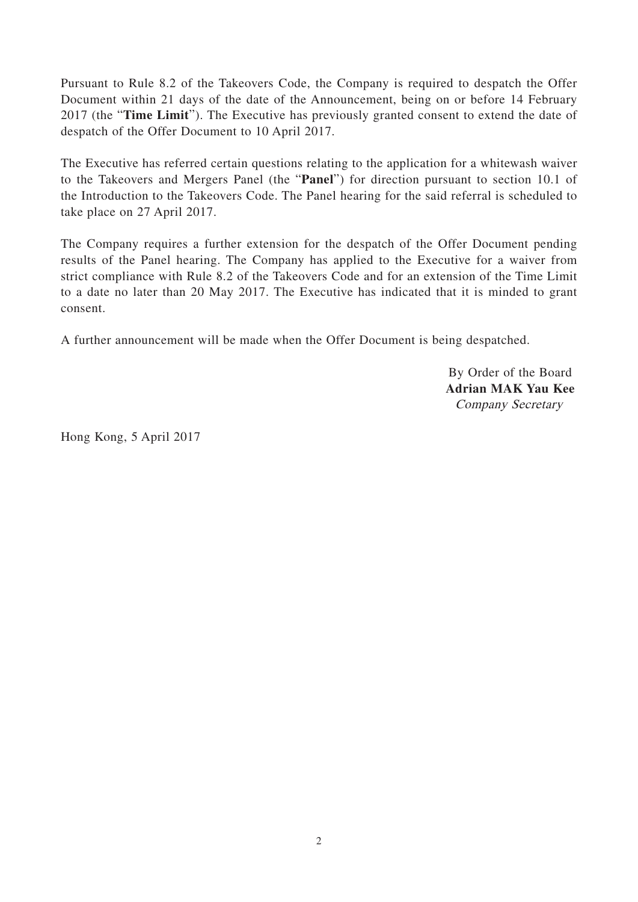Pursuant to Rule 8.2 of the Takeovers Code, the Company is required to despatch the Offer Document within 21 days of the date of the Announcement, being on or before 14 February 2017 (the "**Time Limit**"). The Executive has previously granted consent to extend the date of despatch of the Offer Document to 10 April 2017.

The Executive has referred certain questions relating to the application for a whitewash waiver to the Takeovers and Mergers Panel (the "**Panel**") for direction pursuant to section 10.1 of the Introduction to the Takeovers Code. The Panel hearing for the said referral is scheduled to take place on 27 April 2017.

The Company requires a further extension for the despatch of the Offer Document pending results of the Panel hearing. The Company has applied to the Executive for a waiver from strict compliance with Rule 8.2 of the Takeovers Code and for an extension of the Time Limit to a date no later than 20 May 2017. The Executive has indicated that it is minded to grant consent.

A further announcement will be made when the Offer Document is being despatched.

By Order of the Board
**Adrian MAK Yau Kee**
*Company Secretary*

Hong Kong, 5 April 2017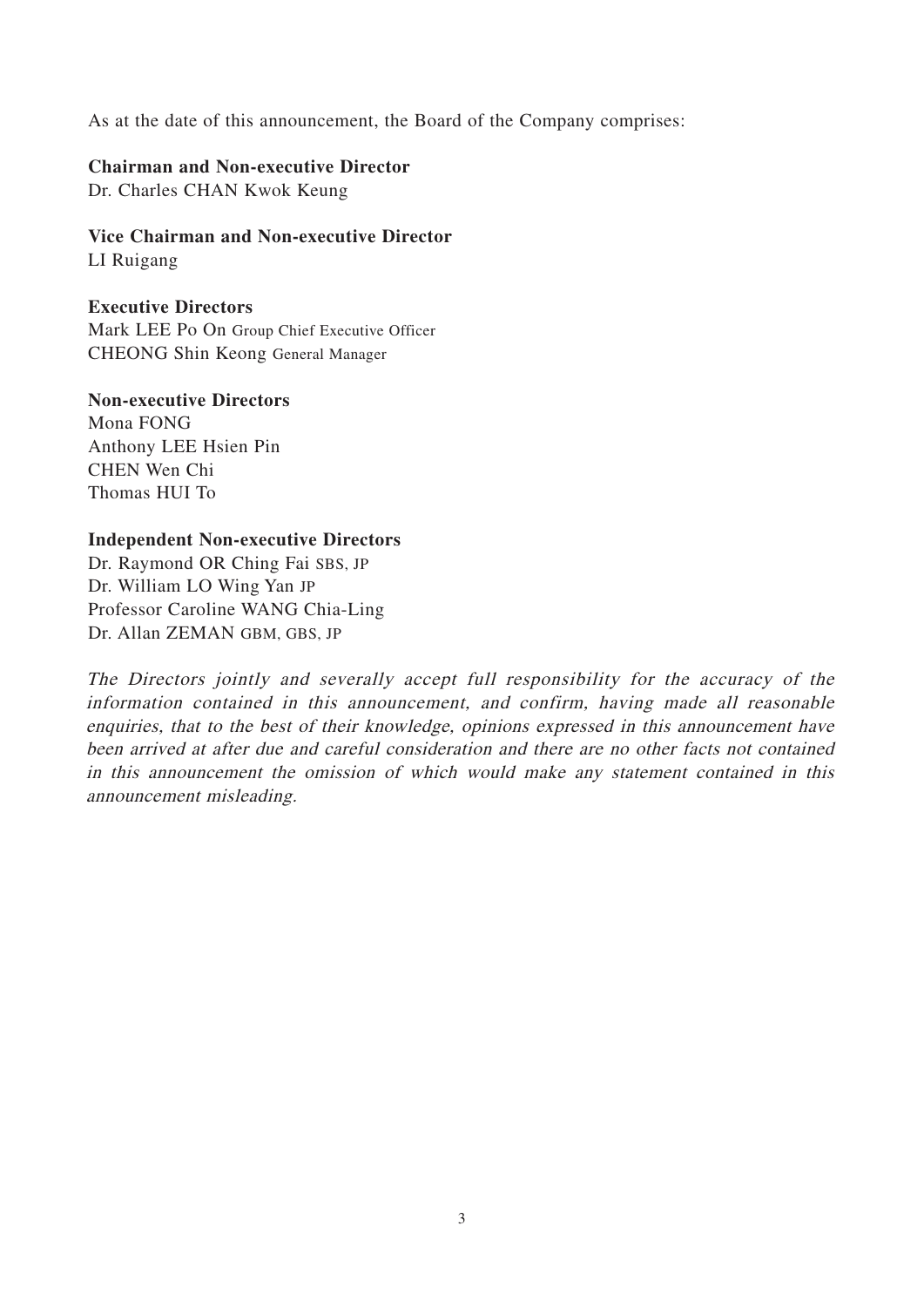As at the date of this announcement, the Board of the Company comprises:

**Chairman and Non-executive Director**
Dr. Charles CHAN Kwok Keung

**Vice Chairman and Non-executive Director**
LI Ruigang

**Executive Directors**
Mark LEE Po On Group Chief Executive Officer
CHEONG Shin Keong General Manager

**Non-executive Directors**
Mona FONG
Anthony LEE Hsien Pin
CHEN Wen Chi
Thomas HUI To

**Independent Non-executive Directors**
Dr. Raymond OR Ching Fai SBS, JP
Dr. William LO Wing Yan JP
Professor Caroline WANG Chia-Ling
Dr. Allan ZEMAN GBM, GBS, JP

*The Directors jointly and severally accept full responsibility for the accuracy of the information contained in this announcement, and confirm, having made all reasonable enquiries, that to the best of their knowledge, opinions expressed in this announcement have been arrived at after due and careful consideration and there are no other facts not contained in this announcement the omission of which would make any statement contained in this announcement misleading.*